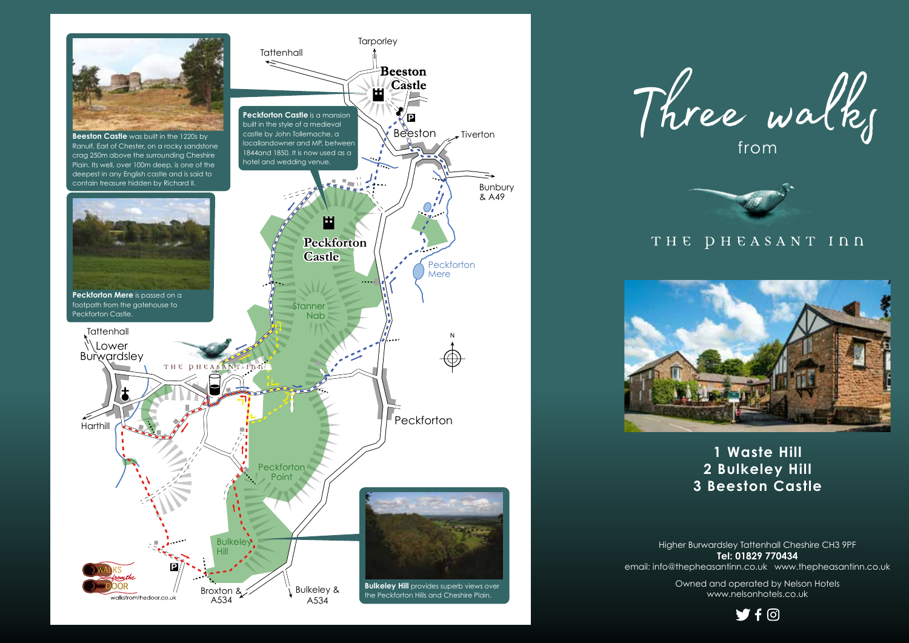# Three walks from

THE PHEASANT INN

1 Waste Hill
2 Bulkeley Hill
3 Beeston Castle

Higher Burwardsley Tattenhall Cheshire CH3 9PF
**Tel: 01829 770434**
email: info@thepheasantinn.co.uk www.thepheasantinn.co.uk

Owned and operated by Nelson Hotels
www.nelsonhotels.co.uk

**Beeston Castle** was built in the 1220s by Ranulf, Earl of Chester, on a rocky sandstone crag 250m above the surrounding Cheshire Plain. Its well, over 100m deep, is one of the deepest in any English castle and is said to contain treasure hidden by Richard II.

**Peckforton Castle** is a mansion built in the style of a medieval castle by John Tollemache, a locallandowner and MP, between 1844and 1850. It is now used as a hotel and wedding venue.

**Peckforton Mere** is passed on a footpath from the gatehouse to Peckforton Castle.

**Bulkeley Hill** provides superb views over the Peckforton Hills and Cheshire Plain.

Tattenhall, Tarporley, Beeston Castle, Beeston, Tiverton, Bunbury & A49, Peckforton Castle, Peckforton Mere, Stanner Nab, Lower Burwardsley, Harthill, Peckforton, Peckforton Point, Bulkeley Hill, Broxton & A534, Bulkeley & A534

WALKS from the DOOR
walksfromthedoor.co.uk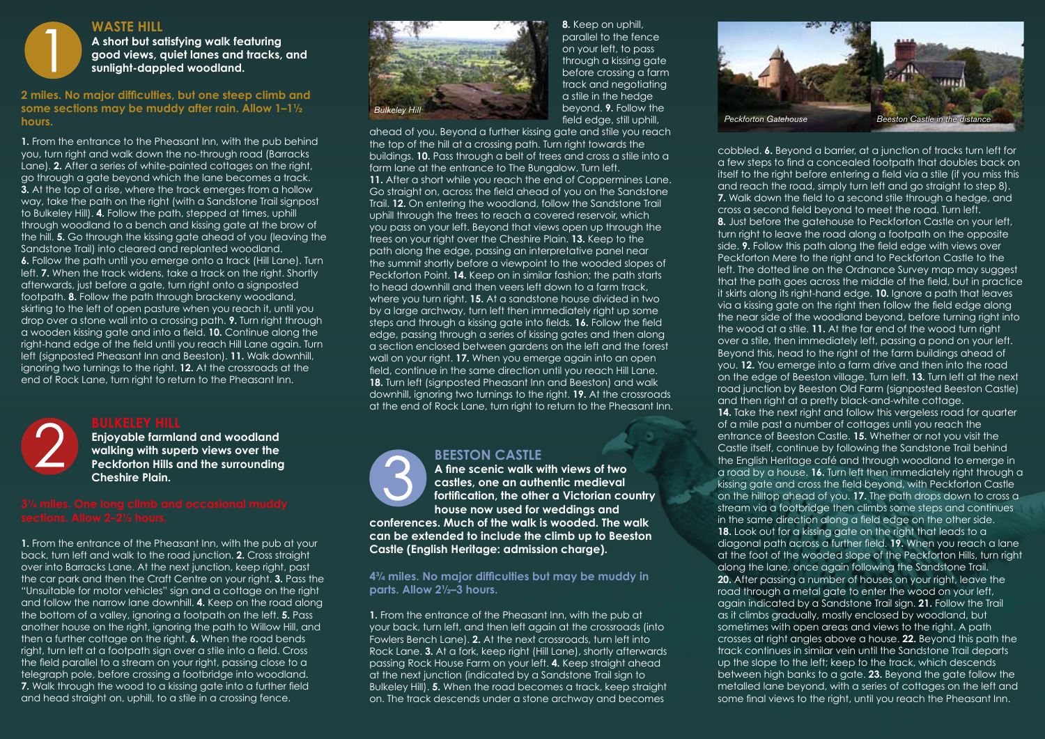## 1 WASTE HILL

**A short but satisfying walk featuring good views, quiet lanes and tracks, and sunlight-dappled woodland.**

**2 miles. No major difficulties, but one steep climb and some sections may be muddy after rain. Allow 1–1½ hours.**

**1.** From the entrance to the Pheasant Inn, with the pub behind you, turn right and walk down the no-through road (Barracks Lane). **2.** After a series of white-painted cottages on the right, go through a gate beyond which the lane becomes a track. **3.** At the top of a rise, where the track emerges from a hollow way, take the path on the right (with a Sandstone Trail signpost to Bulkeley Hill). **4.** Follow the path, stepped at times, uphill through woodland to a bench and kissing gate at the brow of the hill. **5.** Go through the kissing gate ahead of you (leaving the Sandstone Trail) into cleared and replanted woodland. **6.** Follow the path until you emerge onto a track (Hill Lane). Turn left. **7.** When the track widens, take a track on the right. Shortly afterwards, just before a gate, turn right onto a signposted footpath. **8.** Follow the path through brackeny woodland, skirting to the left of open pasture when you reach it, until you drop over a stone wall into a crossing path. **9.** Turn right through a wooden kissing gate and into a field. **10.** Continue along the right-hand edge of the field until you reach Hill Lane again. Turn left (signposted Pheasant Inn and Beeston). **11.** Walk downhill, ignoring two turnings to the right. **12.** At the crossroads at the end of Rock Lane, turn right to return to the Pheasant Inn.

## 2 BULKELEY HILL

**Enjoyable farmland and woodland walking with superb views over the Peckforton Hills and the surrounding Cheshire Plain.**

**3¼ miles. One long climb and occasional muddy sections. Allow 2–2½ hours.**

**1.** From the entrance of the Pheasant Inn, with the pub at your back, turn left and walk to the road junction. **2.** Cross straight over into Barracks Lane. At the next junction, keep right, past the car park and then the Craft Centre on your right. **3.** Pass the "Unsuitable for motor vehicles" sign and a cottage on the right and follow the narrow lane downhill. **4.** Keep on the road along the bottom of a valley, ignoring a footpath on the left. **5.** Pass another house on the right, ignoring the path to Willow Hill, and then a further cottage on the right. **6.** When the road bends right, turn left at a footpath sign over a stile into a field. Cross the field parallel to a stream on your right, passing close to a telegraph pole, before crossing a footbridge into woodland. **7.** Walk through the wood to a kissing gate into a further field and head straight on, uphill, to a stile in a crossing fence.

*Bulkeley Hill*

**8.** Keep on uphill, parallel to the fence on your left, to pass through a kissing gate before crossing a farm track and negotiating a stile in the hedge beyond. **9.** Follow the field edge, still uphill, ahead of you. Beyond a further kissing gate and stile you reach the top of the hill at a crossing path. Turn right towards the buildings. **10.** Pass through a belt of trees and cross a stile into a farm lane at the entrance to The Bungalow. Turn left. **11.** After a short while you reach the end of Coppermines Lane. Go straight on, across the field ahead of you on the Sandstone Trail. **12.** On entering the woodland, follow the Sandstone Trail uphill through the trees to reach a covered reservoir, which you pass on your left. Beyond that views open up through the trees on your right over the Cheshire Plain. **13.** Keep to the path along the edge, passing an interpretative panel near the summit shortly before a viewpoint to the wooded slopes of Peckforton Point. **14.** Keep on in similar fashion; the path starts to head downhill and then veers left down to a farm track, where you turn right. **15.** At a sandstone house divided in two by a large archway, turn left then immediately right up some steps and through a kissing gate into fields. **16.** Follow the field edge, passing through a series of kissing gates and then along a section enclosed between gardens on the left and the forest wall on your right. **17.** When you emerge again into an open field, continue in the same direction until you reach Hill Lane. **18.** Turn left (signposted Pheasant Inn and Beeston) and walk downhill, ignoring two turnings to the right. **19.** At the crossroads at the end of Rock Lane, turn right to return to the Pheasant Inn.

## 3 BEESTON CASTLE

**A fine scenic walk with views of two castles, one an authentic medieval fortification, the other a Victorian country house now used for weddings and conferences. Much of the walk is wooded. The walk can be extended to include the climb up to Beeston Castle (English Heritage: admission charge).**

**4¾ miles. No major difficulties but may be muddy in parts. Allow 2½–3 hours.**

**1.** From the entrance of the Pheasant Inn, with the pub at your back, turn left, and then left again at the crossroads (into Fowlers Bench Lane). **2.** At the next crossroads, turn left into Rock Lane. **3.** At a fork, keep right (Hill Lane), shortly afterwards passing Rock House Farm on your left. **4.** Keep straight ahead at the next junction (indicated by a Sandstone Trail sign to Bulkeley Hill). **5.** When the road becomes a track, keep straight on. The track descends under a stone archway and becomes

*Peckforton Gatehouse*

*Beeston Castle in the distance*

cobbled. **6.** Beyond a barrier, at a junction of tracks turn left for a few steps to find a concealed footpath that doubles back on itself to the right before entering a field via a stile (if you miss this and reach the road, simply turn left and go straight to step 8). **7.** Walk down the field to a second stile through a hedge, and cross a second field beyond to meet the road. Turn left. **8.** Just before the gatehouse to Peckforton Castle on your left, turn right to leave the road along a footpath on the opposite side. **9.** Follow this path along the field edge with views over Peckforton Mere to the right and to Peckforton Castle to the left. The dotted line on the Ordnance Survey map may suggest that the path goes across the middle of the field, but in practice it skirts along its right-hand edge. **10.** Ignore a path that leaves via a kissing gate on the right then follow the field edge along the near side of the woodland beyond, before turning right into the wood at a stile. **11.** At the far end of the wood turn right over a stile, then immediately left, passing a pond on your left. Beyond this, head to the right of the farm buildings ahead of you. **12.** You emerge into a farm drive and then into the road on the edge of Beeston village. Turn left. **13.** Turn left at the next road junction by Beeston Old Farm (signposted Beeston Castle) and then right at a pretty black-and-white cottage. **14.** Take the next right and follow this vergeless road for quarter of a mile past a number of cottages until you reach the entrance of Beeston Castle. **15.** Whether or not you visit the Castle itself, continue by following the Sandstone Trail behind the English Heritage café and through woodland to emerge in a road by a house. **16.** Turn left then immediately right through a kissing gate and cross the field beyond, with Peckforton Castle on the hilltop ahead of you. **17.** The path drops down to cross a stream via a footbridge then climbs some steps and continues in the same direction along a field edge on the other side. **18.** Look out for a kissing gate on the right that leads to a diagonal path across a further field. **19.** When you reach a lane at the foot of the wooded slope of the Peckforton Hills, turn right along the lane, once again following the Sandstone Trail. **20.** After passing a number of houses on your right, leave the road through a metal gate to enter the wood on your left, again indicated by a Sandstone Trail sign. **21.** Follow the Trail as it climbs gradually, mostly enclosed by woodland, but sometimes with open areas and views to the right. A path crosses at right angles above a house. **22.** Beyond this path the track continues in similar vein until the Sandstone Trail departs up the slope to the left; keep to the track, which descends between high banks to a gate. **23.** Beyond the gate follow the metalled lane beyond, with a series of cottages on the left and some final views to the right, until you reach the Pheasant Inn.